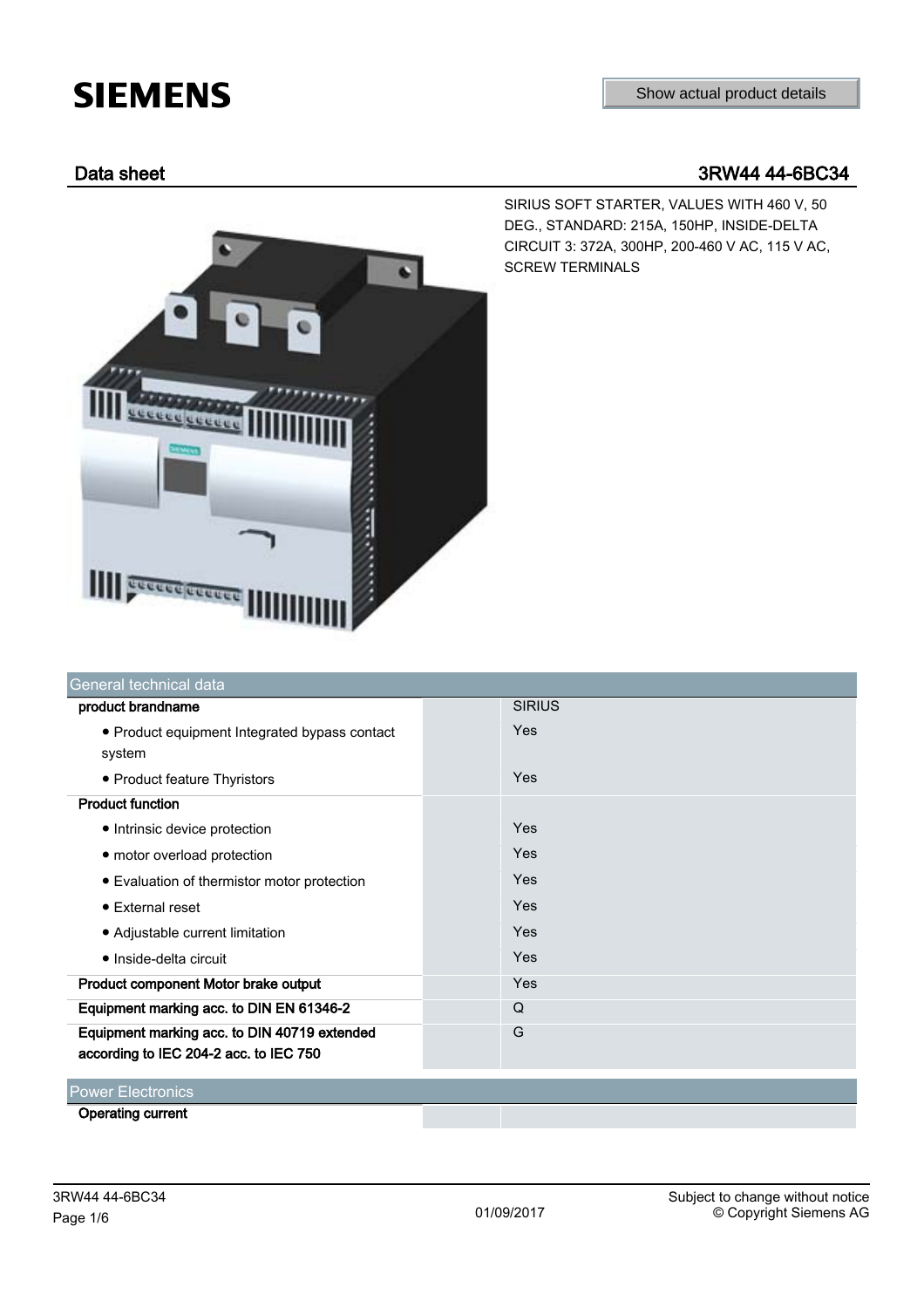**SIEMENS**

Show actual product details

## Data sheet 3RW44 44-6BC34

SIRIUS SOFT STARTER, VALUES WITH 460 V, 50 DEG., STANDARD: 215A, 150HP, INSIDE-DELTA CIRCUIT 3: 372A, 300HP, 200-460 V AC, 115 V AC, SCREW TERMINALS

| General technical data | | |
|---|---|---|
| **product brandname** | | SIRIUS |
| • Product equipment Integrated bypass contact system | | Yes |
| • Product feature Thyristors | | Yes |
| **Product function** | | |
| • Intrinsic device protection | | Yes |
| • motor overload protection | | Yes |
| • Evaluation of thermistor motor protection | | Yes |
| • External reset | | Yes |
| • Adjustable current limitation | | Yes |
| • Inside-delta circuit | | Yes |
| **Product component Motor brake output** | | Yes |
| **Equipment marking acc. to DIN EN 61346-2** | | Q |
| **Equipment marking acc. to DIN 40719 extended according to IEC 204-2 acc. to IEC 750** | | G |

| Power Electronics | | |
|---|---|---|
| **Operating current** | | |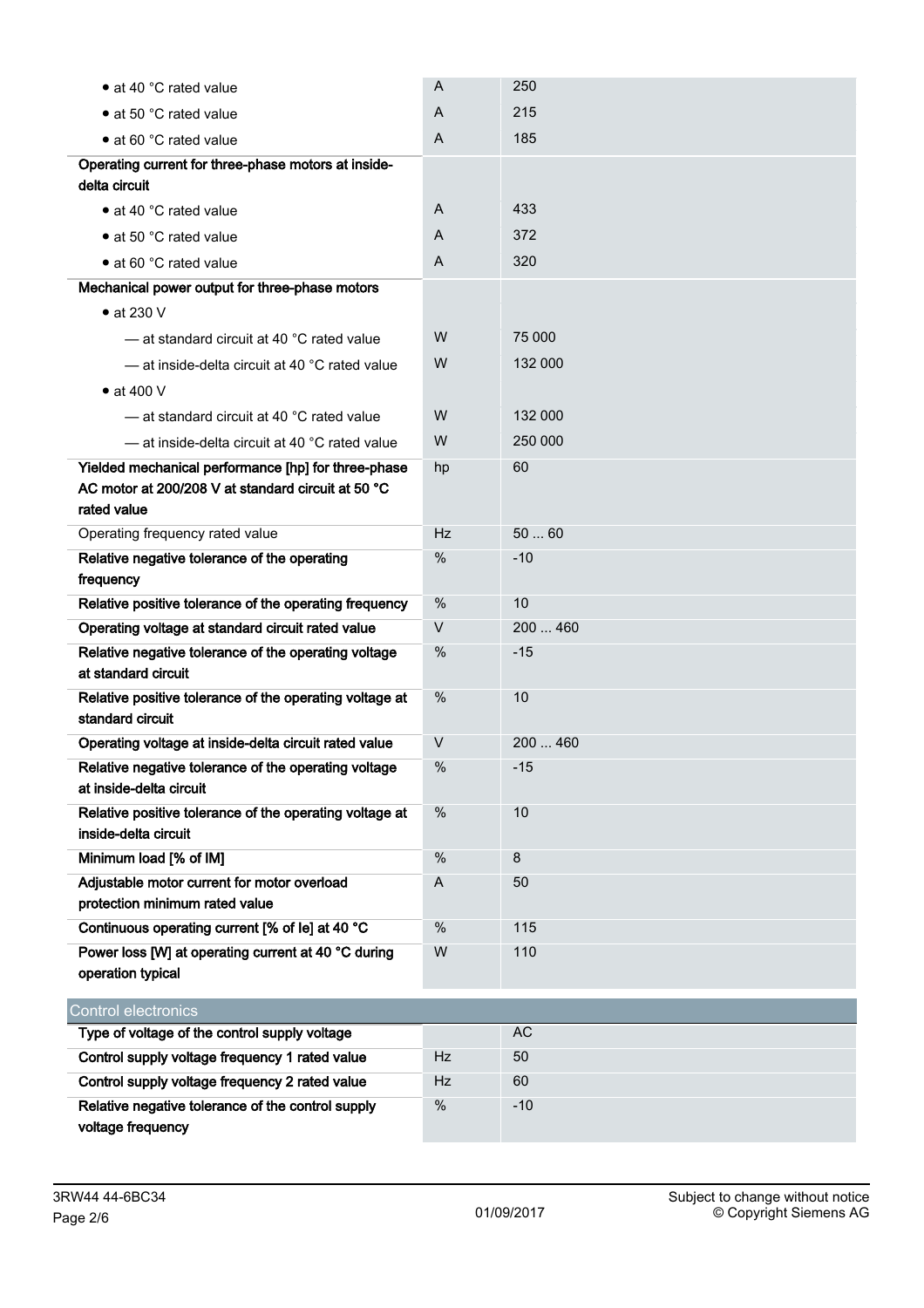| | | |
|---|---|---|
| • at 40 °C rated value | A | 250 |
| • at 50 °C rated value | A | 215 |
| • at 60 °C rated value | A | 185 |
| **Operating current for three-phase motors at inside-delta circuit** | | |
| • at 40 °C rated value | A | 433 |
| • at 50 °C rated value | A | 372 |
| • at 60 °C rated value | A | 320 |
| **Mechanical power output for three-phase motors** | | |
| • at 230 V | | |
| — at standard circuit at 40 °C rated value | W | 75 000 |
| — at inside-delta circuit at 40 °C rated value | W | 132 000 |
| • at 400 V | | |
| — at standard circuit at 40 °C rated value | W | 132 000 |
| — at inside-delta circuit at 40 °C rated value | W | 250 000 |
| **Yielded mechanical performance [hp] for three-phase AC motor at 200/208 V at standard circuit at 50 °C rated value** | hp | 60 |
| Operating frequency rated value | Hz | 50 ... 60 |
| **Relative negative tolerance of the operating frequency** | % | -10 |
| **Relative positive tolerance of the operating frequency** | % | 10 |
| **Operating voltage at standard circuit rated value** | V | 200 ... 460 |
| **Relative negative tolerance of the operating voltage at standard circuit** | % | -15 |
| **Relative positive tolerance of the operating voltage at standard circuit** | % | 10 |
| **Operating voltage at inside-delta circuit rated value** | V | 200 ... 460 |
| **Relative negative tolerance of the operating voltage at inside-delta circuit** | % | -15 |
| **Relative positive tolerance of the operating voltage at inside-delta circuit** | % | 10 |
| **Minimum load [% of IM]** | % | 8 |
| **Adjustable motor current for motor overload protection minimum rated value** | A | 50 |
| **Continuous operating current [% of Ie] at 40 °C** | % | 115 |
| **Power loss [W] at operating current at 40 °C during operation typical** | W | 110 |

## Control electronics

| | | |
|---|---|---|
| **Type of voltage of the control supply voltage** | | AC |
| **Control supply voltage frequency 1 rated value** | Hz | 50 |
| **Control supply voltage frequency 2 rated value** | Hz | 60 |
| **Relative negative tolerance of the control supply voltage frequency** | % | -10 |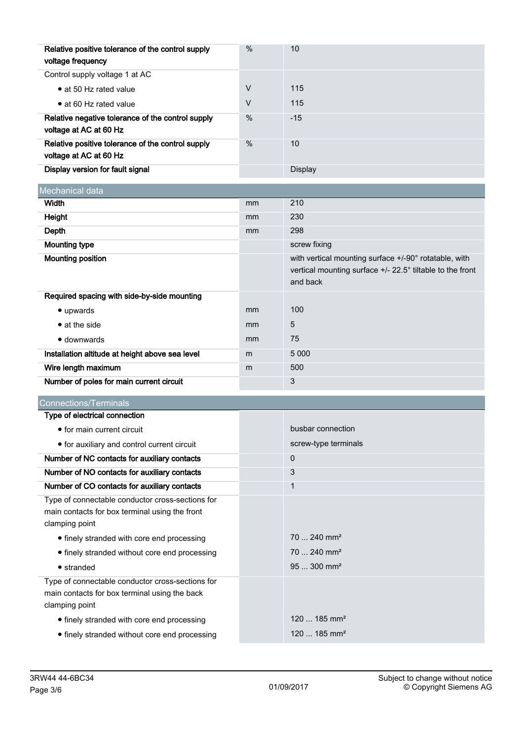| | | |
|---|---|---|
| **Relative positive tolerance of the control supply voltage frequency** | % | 10 |
| Control supply voltage 1 at AC | | |
| • at 50 Hz rated value | V | 115 |
| • at 60 Hz rated value | V | 115 |
| **Relative negative tolerance of the control supply voltage at AC at 60 Hz** | % | -15 |
| **Relative positive tolerance of the control supply voltage at AC at 60 Hz** | % | 10 |
| **Display version for fault signal** | | Display |

## Mechanical data

| | | |
|---|---|---|
| **Width** | mm | 210 |
| **Height** | mm | 230 |
| **Depth** | mm | 298 |
| **Mounting type** | | screw fixing |
| **Mounting position** | | with vertical mounting surface +/-90° rotatable, with vertical mounting surface +/- 22.5° tiltable to the front and back |
| **Required spacing with side-by-side mounting** | | |
| • upwards | mm | 100 |
| • at the side | mm | 5 |
| • downwards | mm | 75 |
| **Installation altitude at height above sea level** | m | 5 000 |
| **Wire length maximum** | m | 500 |
| **Number of poles for main current circuit** | | 3 |

## Connections/Terminals

| | | |
|---|---|---|
| **Type of electrical connection** | | |
| • for main current circuit | | busbar connection |
| • for auxiliary and control current circuit | | screw-type terminals |
| **Number of NC contacts for auxiliary contacts** | | 0 |
| **Number of NO contacts for auxiliary contacts** | | 3 |
| **Number of CO contacts for auxiliary contacts** | | 1 |
| Type of connectable conductor cross-sections for main contacts for box terminal using the front clamping point | | |
| • finely stranded with core end processing | | 70 ... 240 mm² |
| • finely stranded without core end processing | | 70 ... 240 mm² |
| • stranded | | 95 ... 300 mm² |
| Type of connectable conductor cross-sections for main contacts for box terminal using the back clamping point | | |
| • finely stranded with core end processing | | 120 ... 185 mm² |
| • finely stranded without core end processing | | 120 ... 185 mm² |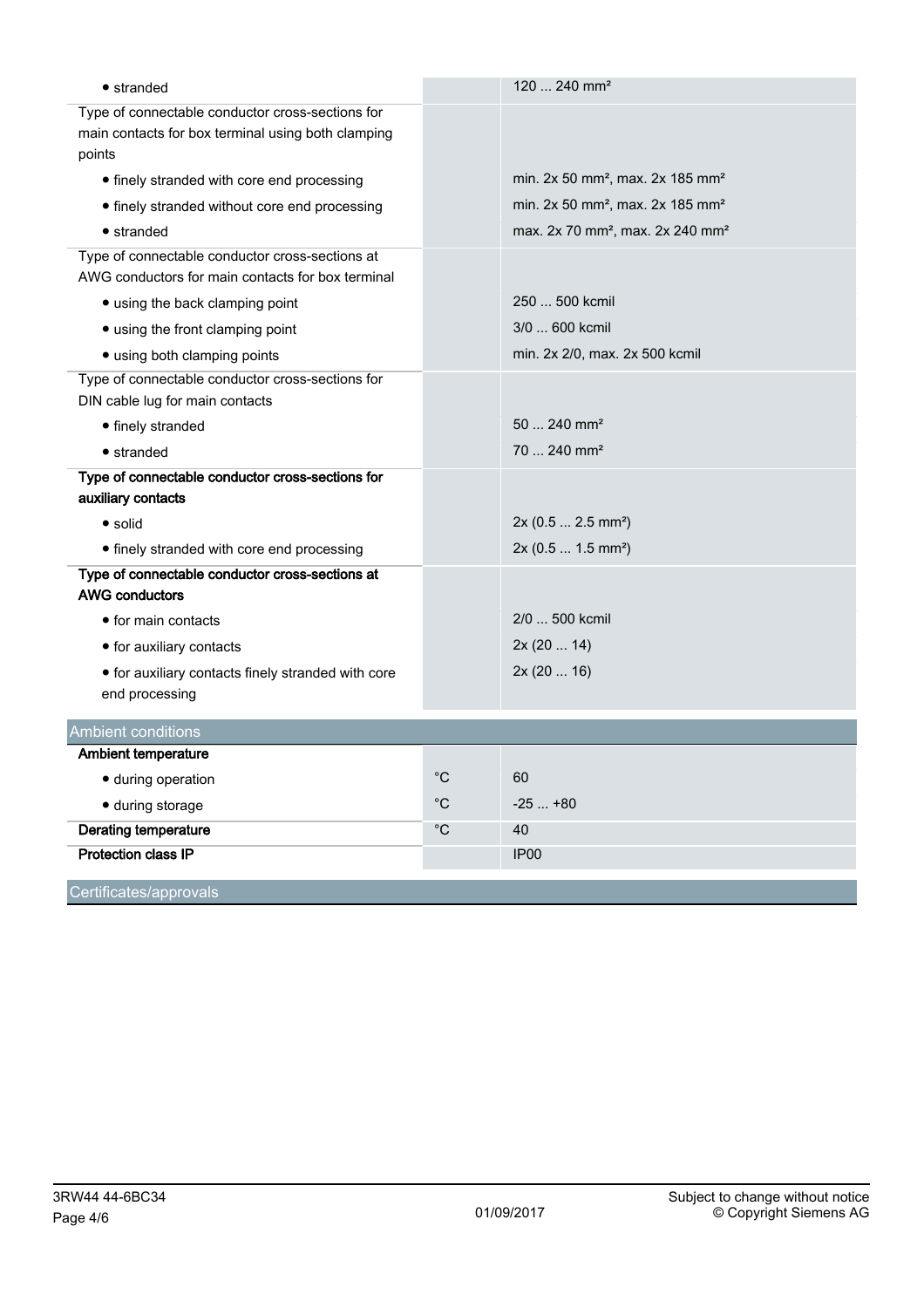| | | |
|---|---|---|
| • stranded | | 120 ... 240 mm² |
| Type of connectable conductor cross-sections for main contacts for box terminal using both clamping points | | |
| • finely stranded with core end processing | | min. 2x 50 mm², max. 2x 185 mm² |
| • finely stranded without core end processing | | min. 2x 50 mm², max. 2x 185 mm² |
| • stranded | | max. 2x 70 mm², max. 2x 240 mm² |
| Type of connectable conductor cross-sections at AWG conductors for main contacts for box terminal | | |
| • using the back clamping point | | 250 ... 500 kcmil |
| • using the front clamping point | | 3/0 ... 600 kcmil |
| • using both clamping points | | min. 2x 2/0, max. 2x 500 kcmil |
| Type of connectable conductor cross-sections for DIN cable lug for main contacts | | |
| • finely stranded | | 50 ... 240 mm² |
| • stranded | | 70 ... 240 mm² |
| **Type of connectable conductor cross-sections for auxiliary contacts** | | |
| • solid | | 2x (0.5 ... 2.5 mm²) |
| • finely stranded with core end processing | | 2x (0.5 ... 1.5 mm²) |
| **Type of connectable conductor cross-sections at AWG conductors** | | |
| • for main contacts | | 2/0 ... 500 kcmil |
| • for auxiliary contacts | | 2x (20 ... 14) |
| • for auxiliary contacts finely stranded with core end processing | | 2x (20 ... 16) |

## Ambient conditions

| | | |
|---|---|---|
| **Ambient temperature** | | |
| • during operation | °C | 60 |
| • during storage | °C | -25 ... +80 |
| **Derating temperature** | °C | 40 |
| **Protection class IP** | | IP00 |

## Certificates/approvals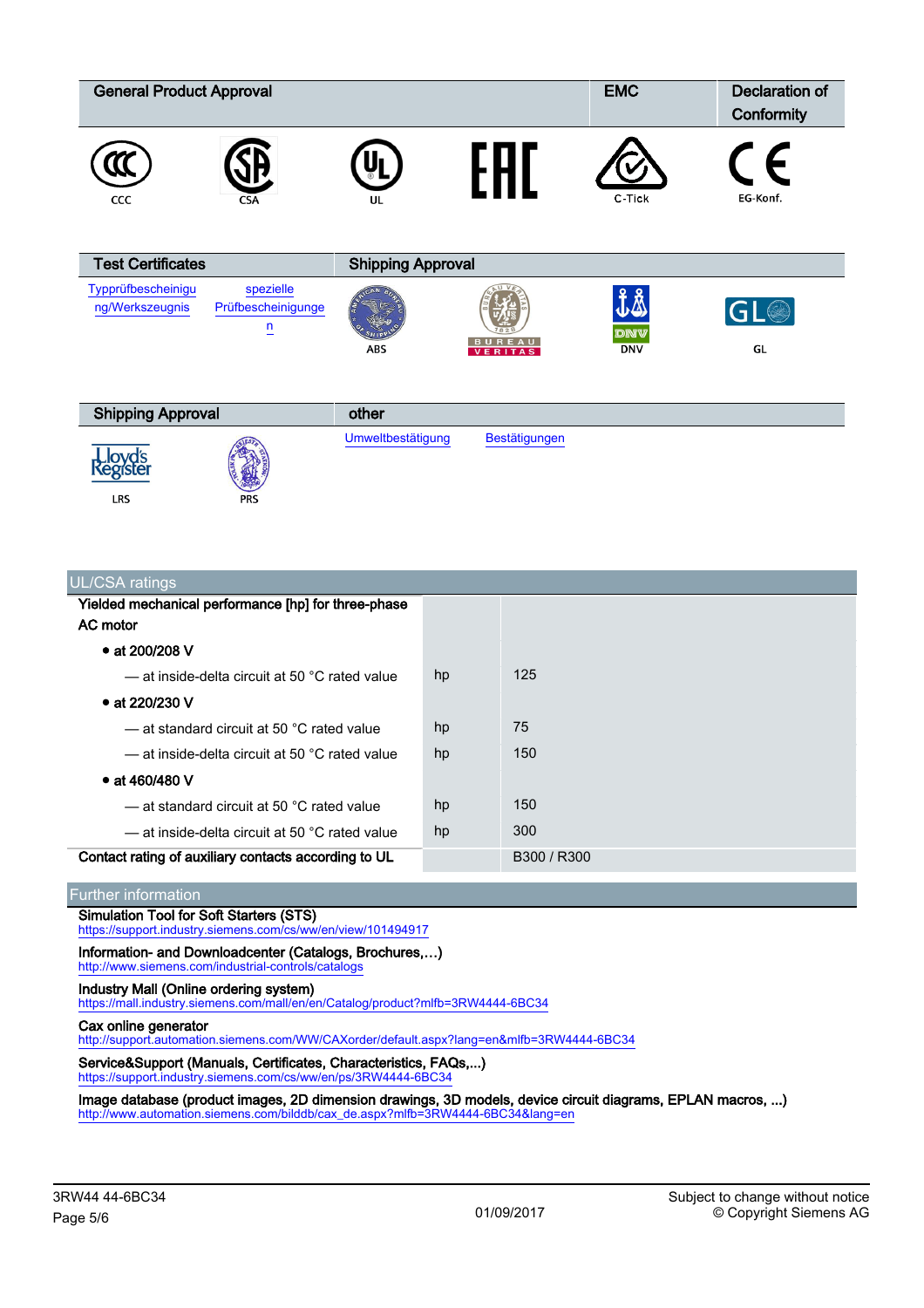| General Product Approval | | | | EMC | Declaration of Conformity |
|---|---|---|---|---|---|
| CCC | CSA | UL | EAC | C-Tick | EG-Konf. |

| Test Certificates | | Shipping Approval | | | |
|---|---|---|---|---|---|
| Typprüfbescheinigung/Werkszeugnis | spezielle Prüfbescheinigungen | ABS | BUREAU VERITAS | DNV | GL |

| Shipping Approval | | other | |
|---|---|---|---|
| LRS | PRS | Umweltbestätigung | Bestätigungen |

## UL/CSA ratings

| | | |
|---|---|---|
| **Yielded mechanical performance [hp] for three-phase AC motor** | | |
| **• at 200/208 V** | | |
| — at inside-delta circuit at 50 °C rated value | hp | 125 |
| **• at 220/230 V** | | |
| — at standard circuit at 50 °C rated value | hp | 75 |
| — at inside-delta circuit at 50 °C rated value | hp | 150 |
| **• at 460/480 V** | | |
| — at standard circuit at 50 °C rated value | hp | 150 |
| — at inside-delta circuit at 50 °C rated value | hp | 300 |
| **Contact rating of auxiliary contacts according to UL** | | B300 / R300 |

## Further information

**Simulation Tool for Soft Starters (STS)**
https://support.industry.siemens.com/cs/ww/en/view/101494917

**Information- and Downloadcenter (Catalogs, Brochures,…)**
http://www.siemens.com/industrial-controls/catalogs

**Industry Mall (Online ordering system)**
https://mall.industry.siemens.com/mall/en/en/Catalog/product?mlfb=3RW4444-6BC34

**Cax online generator**
http://support.automation.siemens.com/WW/CAXorder/default.aspx?lang=en&mlfb=3RW4444-6BC34

**Service&Support (Manuals, Certificates, Characteristics, FAQs,...)**
https://support.industry.siemens.com/cs/ww/en/ps/3RW4444-6BC34

**Image database (product images, 2D dimension drawings, 3D models, device circuit diagrams, EPLAN macros, ...)**
http://www.automation.siemens.com/bilddb/cax_de.aspx?mlfb=3RW4444-6BC34&lang=en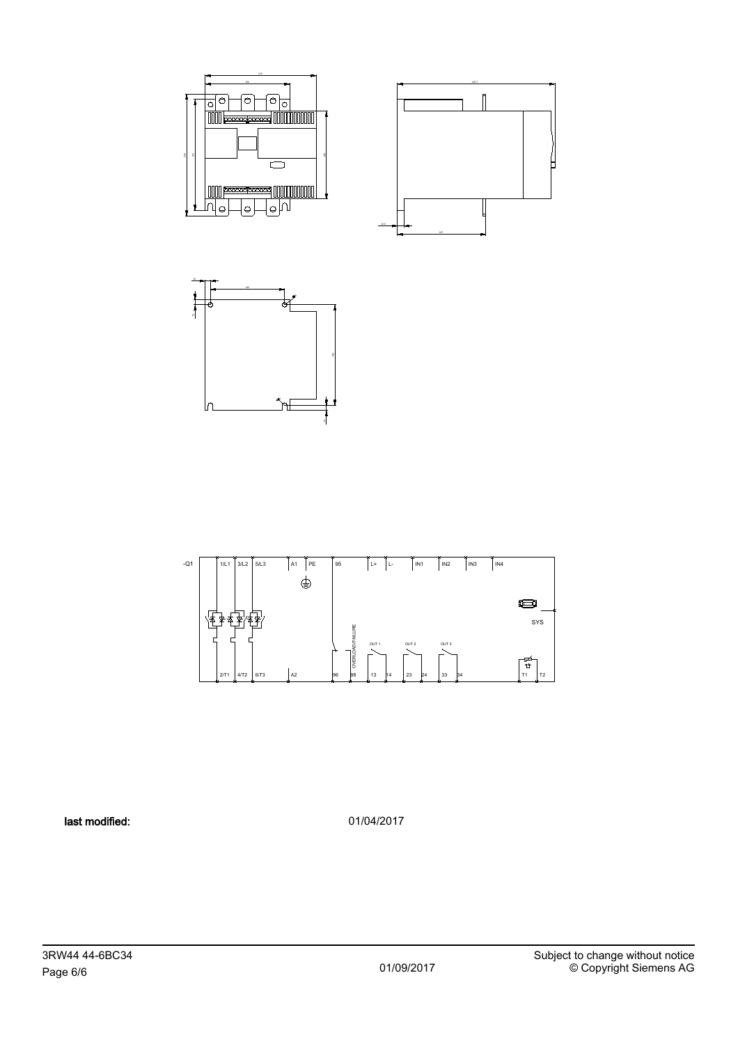-Q1

1/L1 3/L2 5/L3 A1 PE 95 L+ L- IN1 IN2 IN3 IN4

SYS

OVERLOAD/FAILURE

OUT 1 OUT 2 OUT 3

2/T1 4/T2 6/T3 A2 96 98 13 14 23 24 33 34 T1 T2

**last modified:** 01/04/2017